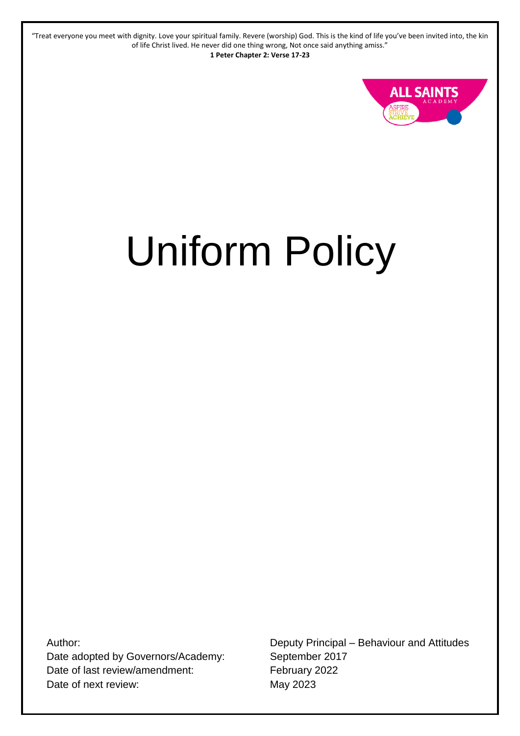"Treat everyone you meet with dignity. Love your spiritual family. Revere (worship) God. This is the kind of life you've been invited into, the kin of life Christ lived. He never did one thing wrong, Not once said anything amiss."
**1 Peter Chapter 2: Verse 17-23**

ALL SAINTS ACADEMY
ASPIRE STRIVE ACHIEVE

# Uniform Policy

| | |
|---|---|
| Author: | Deputy Principal – Behaviour and Attitudes |
| Date adopted by Governors/Academy: | September 2017 |
| Date of last review/amendment: | February 2022 |
| Date of next review: | May 2023 |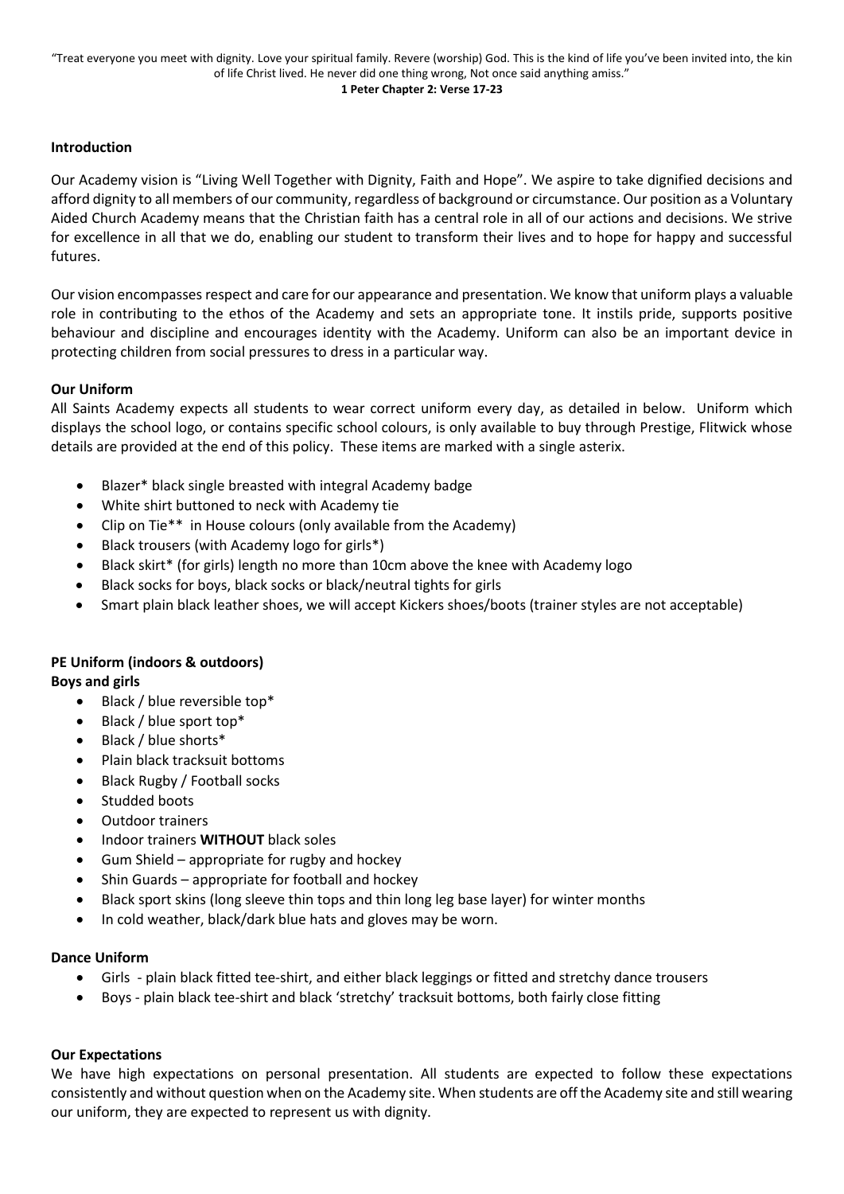"Treat everyone you meet with dignity. Love your spiritual family. Revere (worship) God. This is the kind of life you've been invited into, the kin of life Christ lived. He never did one thing wrong, Not once said anything amiss."

**1 Peter Chapter 2: Verse 17-23**

### Introduction

Our Academy vision is "Living Well Together with Dignity, Faith and Hope". We aspire to take dignified decisions and afford dignity to all members of our community, regardless of background or circumstance. Our position as a Voluntary Aided Church Academy means that the Christian faith has a central role in all of our actions and decisions. We strive for excellence in all that we do, enabling our student to transform their lives and to hope for happy and successful futures.

Our vision encompasses respect and care for our appearance and presentation. We know that uniform plays a valuable role in contributing to the ethos of the Academy and sets an appropriate tone. It instils pride, supports positive behaviour and discipline and encourages identity with the Academy. Uniform can also be an important device in protecting children from social pressures to dress in a particular way.

### Our Uniform

All Saints Academy expects all students to wear correct uniform every day, as detailed in below. Uniform which displays the school logo, or contains specific school colours, is only available to buy through Prestige, Flitwick whose details are provided at the end of this policy. These items are marked with a single asterix.

- Blazer* black single breasted with integral Academy badge
- White shirt buttoned to neck with Academy tie
- Clip on Tie** in House colours (only available from the Academy)
- Black trousers (with Academy logo for girls*)
- Black skirt* (for girls) length no more than 10cm above the knee with Academy logo
- Black socks for boys, black socks or black/neutral tights for girls
- Smart plain black leather shoes, we will accept Kickers shoes/boots (trainer styles are not acceptable)

### PE Uniform (indoors & outdoors)

**Boys and girls**

- Black / blue reversible top*
- Black / blue sport top*
- Black / blue shorts*
- Plain black tracksuit bottoms
- Black Rugby / Football socks
- Studded boots
- Outdoor trainers
- Indoor trainers **WITHOUT** black soles
- Gum Shield – appropriate for rugby and hockey
- Shin Guards – appropriate for football and hockey
- Black sport skins (long sleeve thin tops and thin long leg base layer) for winter months
- In cold weather, black/dark blue hats and gloves may be worn.

### Dance Uniform

- Girls - plain black fitted tee-shirt, and either black leggings or fitted and stretchy dance trousers
- Boys - plain black tee-shirt and black 'stretchy' tracksuit bottoms, both fairly close fitting

### Our Expectations

We have high expectations on personal presentation. All students are expected to follow these expectations consistently and without question when on the Academy site. When students are off the Academy site and still wearing our uniform, they are expected to represent us with dignity.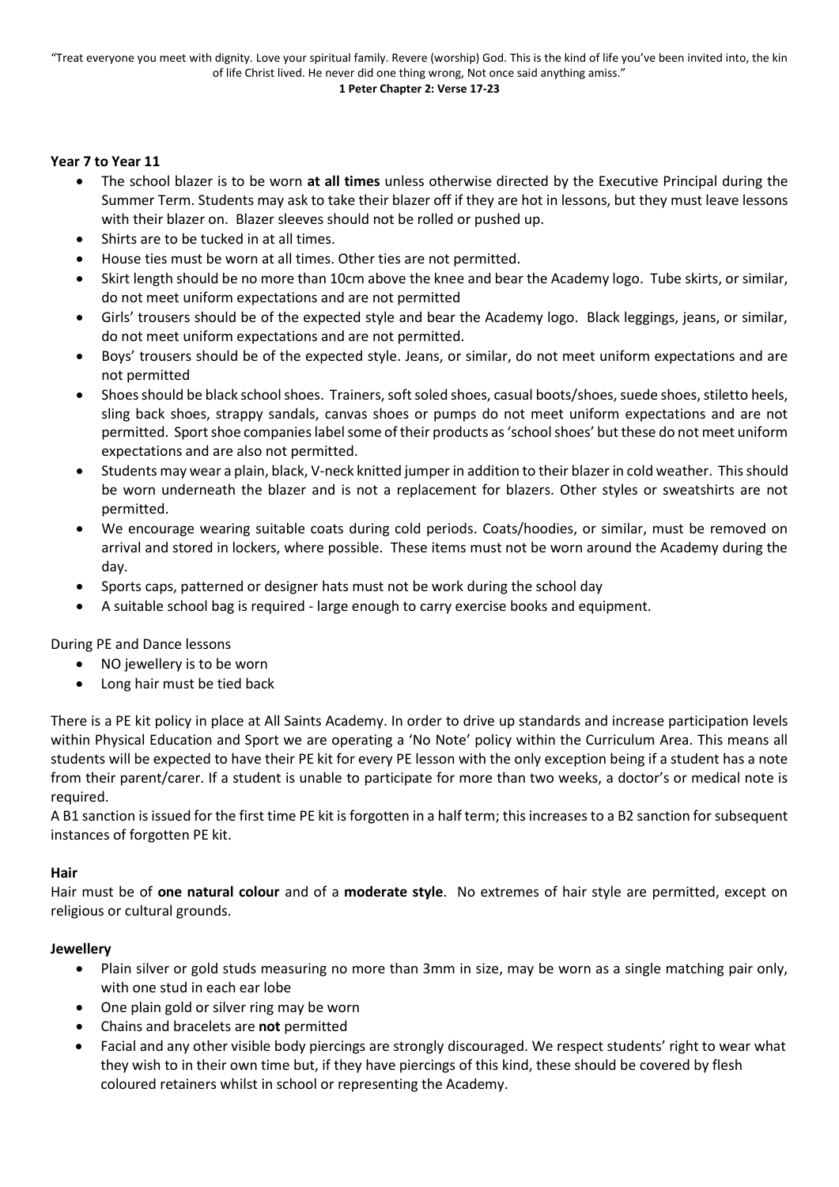"Treat everyone you meet with dignity. Love your spiritual family. Revere (worship) God. This is the kind of life you've been invited into, the kin of life Christ lived. He never did one thing wrong, Not once said anything amiss."

**1 Peter Chapter 2: Verse 17-23**

**Year 7 to Year 11**

- The school blazer is to be worn **at all times** unless otherwise directed by the Executive Principal during the Summer Term. Students may ask to take their blazer off if they are hot in lessons, but they must leave lessons with their blazer on. Blazer sleeves should not be rolled or pushed up.
- Shirts are to be tucked in at all times.
- House ties must be worn at all times. Other ties are not permitted.
- Skirt length should be no more than 10cm above the knee and bear the Academy logo. Tube skirts, or similar, do not meet uniform expectations and are not permitted
- Girls' trousers should be of the expected style and bear the Academy logo. Black leggings, jeans, or similar, do not meet uniform expectations and are not permitted.
- Boys' trousers should be of the expected style. Jeans, or similar, do not meet uniform expectations and are not permitted
- Shoes should be black school shoes. Trainers, soft soled shoes, casual boots/shoes, suede shoes, stiletto heels, sling back shoes, strappy sandals, canvas shoes or pumps do not meet uniform expectations and are not permitted. Sport shoe companies label some of their products as 'school shoes' but these do not meet uniform expectations and are also not permitted.
- Students may wear a plain, black, V-neck knitted jumper in addition to their blazer in cold weather. This should be worn underneath the blazer and is not a replacement for blazers. Other styles or sweatshirts are not permitted.
- We encourage wearing suitable coats during cold periods. Coats/hoodies, or similar, must be removed on arrival and stored in lockers, where possible. These items must not be worn around the Academy during the day.
- Sports caps, patterned or designer hats must not be work during the school day
- A suitable school bag is required - large enough to carry exercise books and equipment.

During PE and Dance lessons

- NO jewellery is to be worn
- Long hair must be tied back

There is a PE kit policy in place at All Saints Academy. In order to drive up standards and increase participation levels within Physical Education and Sport we are operating a 'No Note' policy within the Curriculum Area. This means all students will be expected to have their PE kit for every PE lesson with the only exception being if a student has a note from their parent/carer. If a student is unable to participate for more than two weeks, a doctor's or medical note is required.

A B1 sanction is issued for the first time PE kit is forgotten in a half term; this increases to a B2 sanction for subsequent instances of forgotten PE kit.

**Hair**

Hair must be of **one natural colour** and of a **moderate style**. No extremes of hair style are permitted, except on religious or cultural grounds.

**Jewellery**

- Plain silver or gold studs measuring no more than 3mm in size, may be worn as a single matching pair only, with one stud in each ear lobe
- One plain gold or silver ring may be worn
- Chains and bracelets are **not** permitted
- Facial and any other visible body piercings are strongly discouraged. We respect students' right to wear what they wish to in their own time but, if they have piercings of this kind, these should be covered by flesh coloured retainers whilst in school or representing the Academy.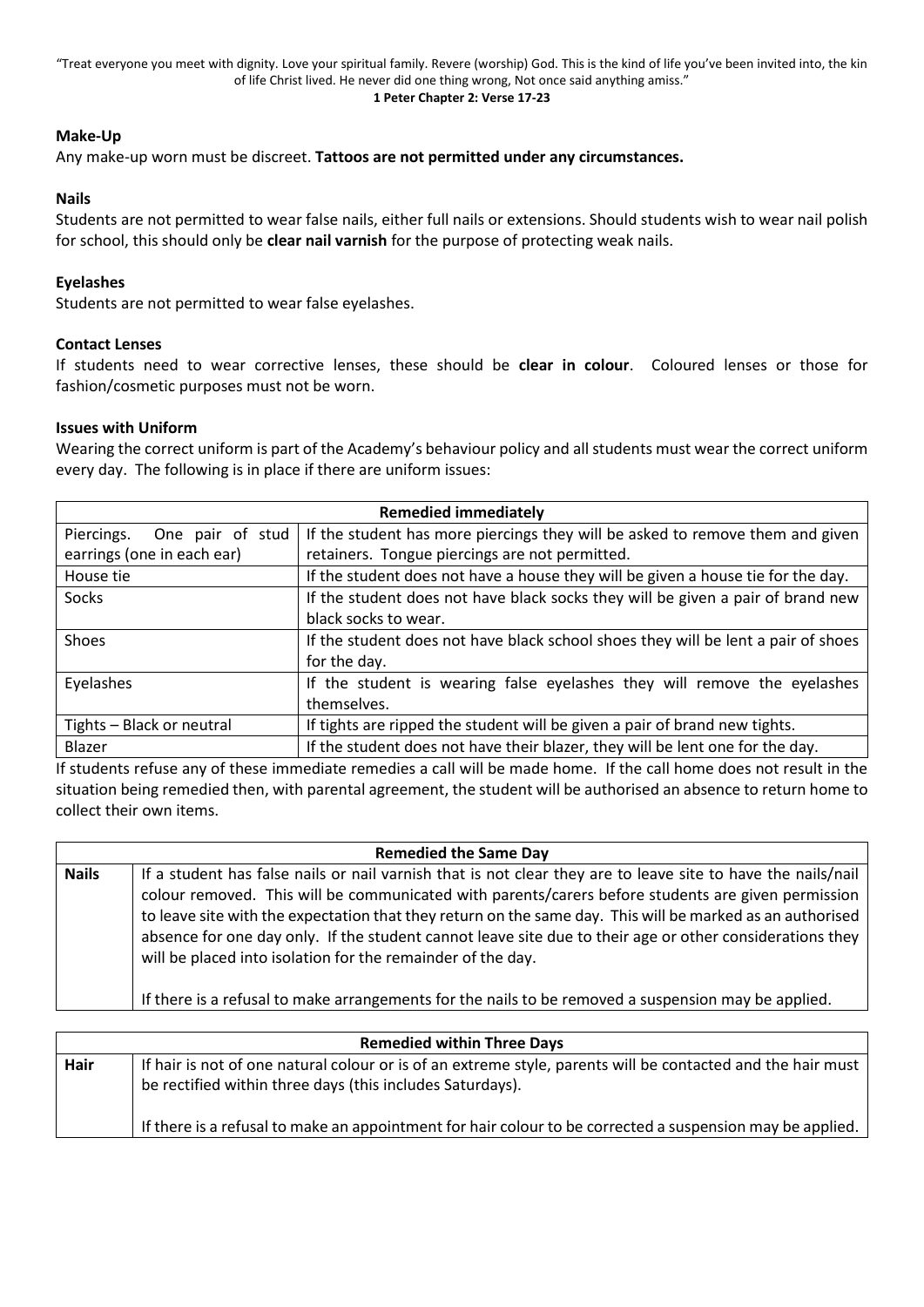"Treat everyone you meet with dignity. Love your spiritual family. Revere (worship) God. This is the kind of life you've been invited into, the kin of life Christ lived. He never did one thing wrong, Not once said anything amiss."
**1 Peter Chapter 2: Verse 17-23**

### Make-Up

Any make-up worn must be discreet. **Tattoos are not permitted under any circumstances.**

### Nails

Students are not permitted to wear false nails, either full nails or extensions. Should students wish to wear nail polish for school, this should only be **clear nail varnish** for the purpose of protecting weak nails.

### Eyelashes

Students are not permitted to wear false eyelashes.

### Contact Lenses

If students need to wear corrective lenses, these should be **clear in colour**. Coloured lenses or those for fashion/cosmetic purposes must not be worn.

### Issues with Uniform

Wearing the correct uniform is part of the Academy's behaviour policy and all students must wear the correct uniform every day. The following is in place if there are uniform issues:

| Remedied immediately | |
|---|---|
| Piercings. One pair of stud earrings (one in each ear) | If the student has more piercings they will be asked to remove them and given retainers. Tongue piercings are not permitted. |
| House tie | If the student does not have a house they will be given a house tie for the day. |
| Socks | If the student does not have black socks they will be given a pair of brand new black socks to wear. |
| Shoes | If the student does not have black school shoes they will be lent a pair of shoes for the day. |
| Eyelashes | If the student is wearing false eyelashes they will remove the eyelashes themselves. |
| Tights – Black or neutral | If tights are ripped the student will be given a pair of brand new tights. |
| Blazer | If the student does not have their blazer, they will be lent one for the day. |

If students refuse any of these immediate remedies a call will be made home. If the call home does not result in the situation being remedied then, with parental agreement, the student will be authorised an absence to return home to collect their own items.

| Remedied the Same Day | |
|---|---|
| **Nails** | If a student has false nails or nail varnish that is not clear they are to leave site to have the nails/nail colour removed. This will be communicated with parents/carers before students are given permission to leave site with the expectation that they return on the same day. This will be marked as an authorised absence for one day only. If the student cannot leave site due to their age or other considerations they will be placed into isolation for the remainder of the day.<br><br>If there is a refusal to make arrangements for the nails to be removed a suspension may be applied. |

| Remedied within Three Days | |
|---|---|
| **Hair** | If hair is not of one natural colour or is of an extreme style, parents will be contacted and the hair must be rectified within three days (this includes Saturdays).<br><br>If there is a refusal to make an appointment for hair colour to be corrected a suspension may be applied. |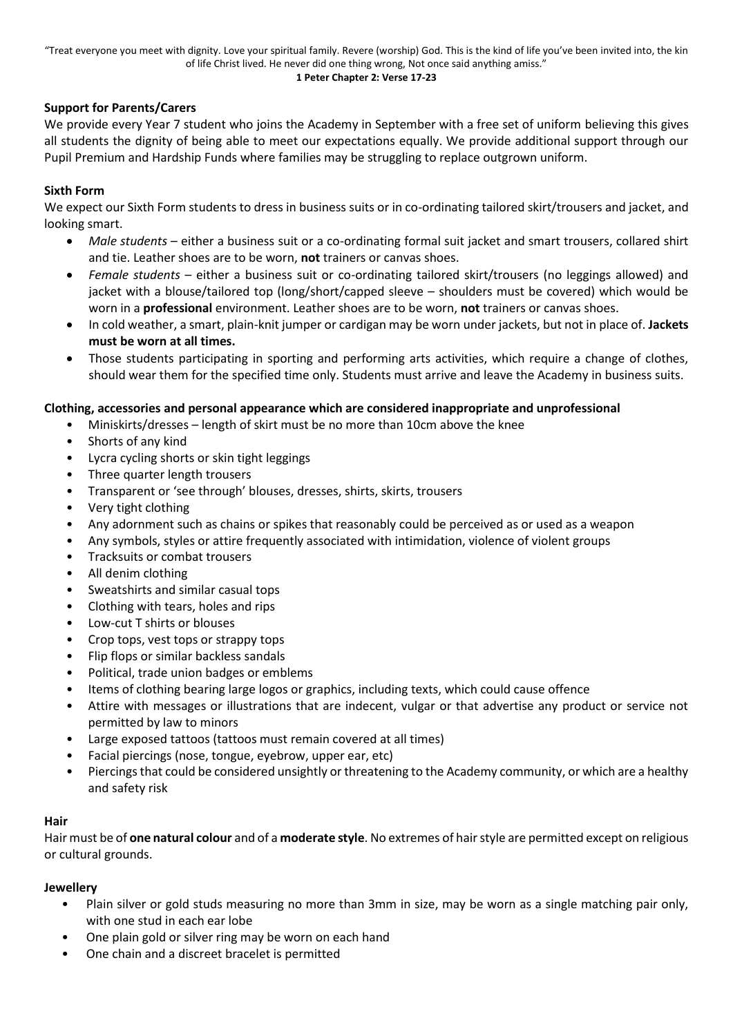"Treat everyone you meet with dignity. Love your spiritual family. Revere (worship) God. This is the kind of life you've been invited into, the kin of life Christ lived. He never did one thing wrong, Not once said anything amiss."

**1 Peter Chapter 2: Verse 17-23**

## Support for Parents/Carers

We provide every Year 7 student who joins the Academy in September with a free set of uniform believing this gives all students the dignity of being able to meet our expectations equally. We provide additional support through our Pupil Premium and Hardship Funds where families may be struggling to replace outgrown uniform.

## Sixth Form

We expect our Sixth Form students to dress in business suits or in co-ordinating tailored skirt/trousers and jacket, and looking smart.

- *Male students* – either a business suit or a co-ordinating formal suit jacket and smart trousers, collared shirt and tie. Leather shoes are to be worn, **not** trainers or canvas shoes.
- *Female students* – either a business suit or co-ordinating tailored skirt/trousers (no leggings allowed) and jacket with a blouse/tailored top (long/short/capped sleeve – shoulders must be covered) which would be worn in a **professional** environment. Leather shoes are to be worn, **not** trainers or canvas shoes.
- In cold weather, a smart, plain-knit jumper or cardigan may be worn under jackets, but not in place of. **Jackets must be worn at all times.**
- Those students participating in sporting and performing arts activities, which require a change of clothes, should wear them for the specified time only. Students must arrive and leave the Academy in business suits.

## Clothing, accessories and personal appearance which are considered inappropriate and unprofessional

- Miniskirts/dresses – length of skirt must be no more than 10cm above the knee
- Shorts of any kind
- Lycra cycling shorts or skin tight leggings
- Three quarter length trousers
- Transparent or 'see through' blouses, dresses, shirts, skirts, trousers
- Very tight clothing
- Any adornment such as chains or spikes that reasonably could be perceived as or used as a weapon
- Any symbols, styles or attire frequently associated with intimidation, violence of violent groups
- Tracksuits or combat trousers
- All denim clothing
- Sweatshirts and similar casual tops
- Clothing with tears, holes and rips
- Low-cut T shirts or blouses
- Crop tops, vest tops or strappy tops
- Flip flops or similar backless sandals
- Political, trade union badges or emblems
- Items of clothing bearing large logos or graphics, including texts, which could cause offence
- Attire with messages or illustrations that are indecent, vulgar or that advertise any product or service not permitted by law to minors
- Large exposed tattoos (tattoos must remain covered at all times)
- Facial piercings (nose, tongue, eyebrow, upper ear, etc)
- Piercings that could be considered unsightly or threatening to the Academy community, or which are a healthy and safety risk

## Hair

Hair must be of **one natural colour** and of a **moderate style**. No extremes of hair style are permitted except on religious or cultural grounds.

## Jewellery

- Plain silver or gold studs measuring no more than 3mm in size, may be worn as a single matching pair only, with one stud in each ear lobe
- One plain gold or silver ring may be worn on each hand
- One chain and a discreet bracelet is permitted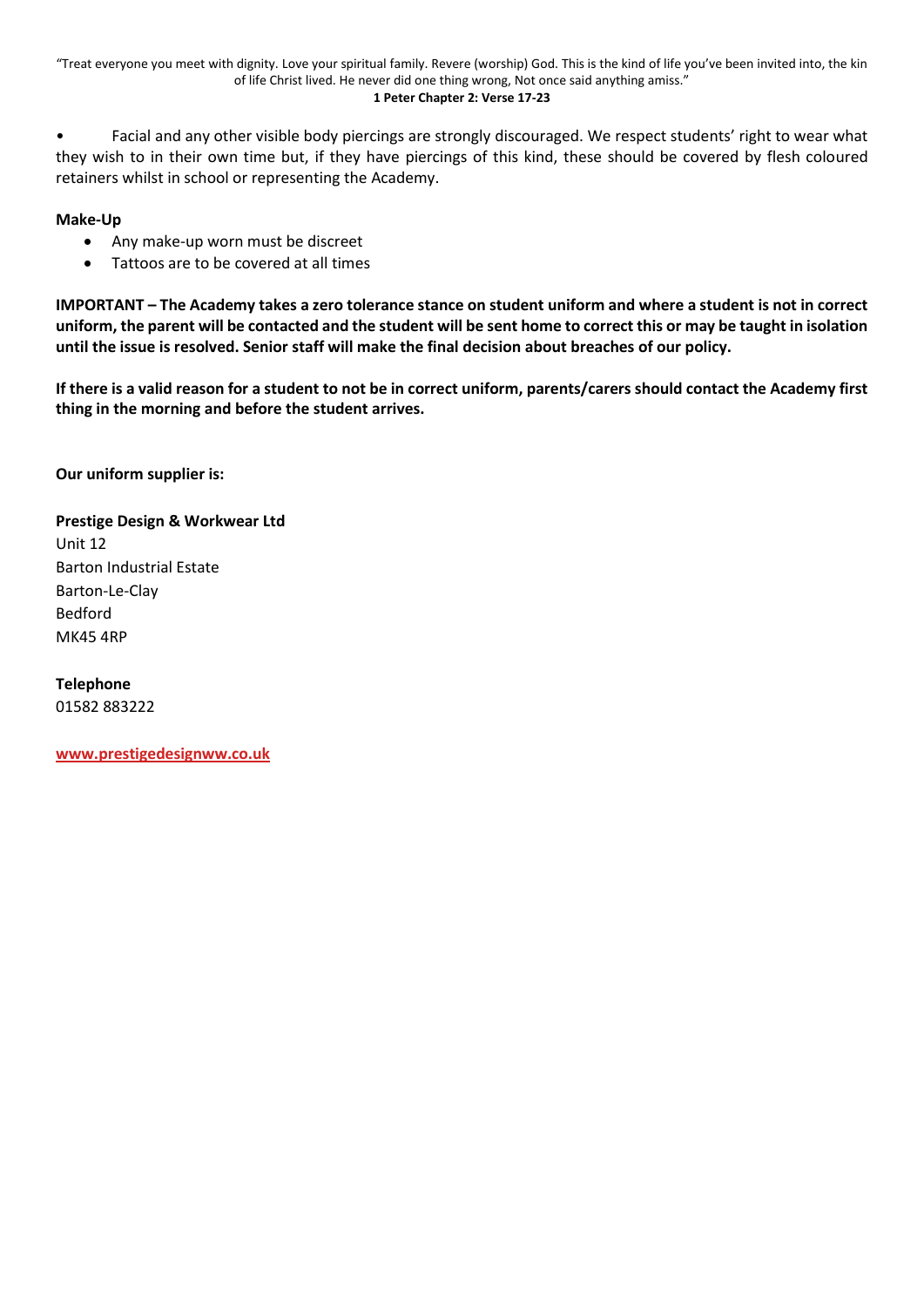- Facial and any other visible body piercings are strongly discouraged. We respect students' right to wear what they wish to in their own time but, if they have piercings of this kind, these should be covered by flesh coloured retainers whilst in school or representing the Academy.

**Make-Up**

- Any make-up worn must be discreet
- Tattoos are to be covered at all times

**IMPORTANT – The Academy takes a zero tolerance stance on student uniform and where a student is not in correct uniform, the parent will be contacted and the student will be sent home to correct this or may be taught in isolation until the issue is resolved. Senior staff will make the final decision about breaches of our policy.**

**If there is a valid reason for a student to not be in correct uniform, parents/carers should contact the Academy first thing in the morning and before the student arrives.**

**Our uniform supplier is:**

**Prestige Design & Workwear Ltd**
Unit 12
Barton Industrial Estate
Barton-Le-Clay
Bedford
MK45 4RP

**Telephone**
01582 883222

**www.prestigedesignww.co.uk**